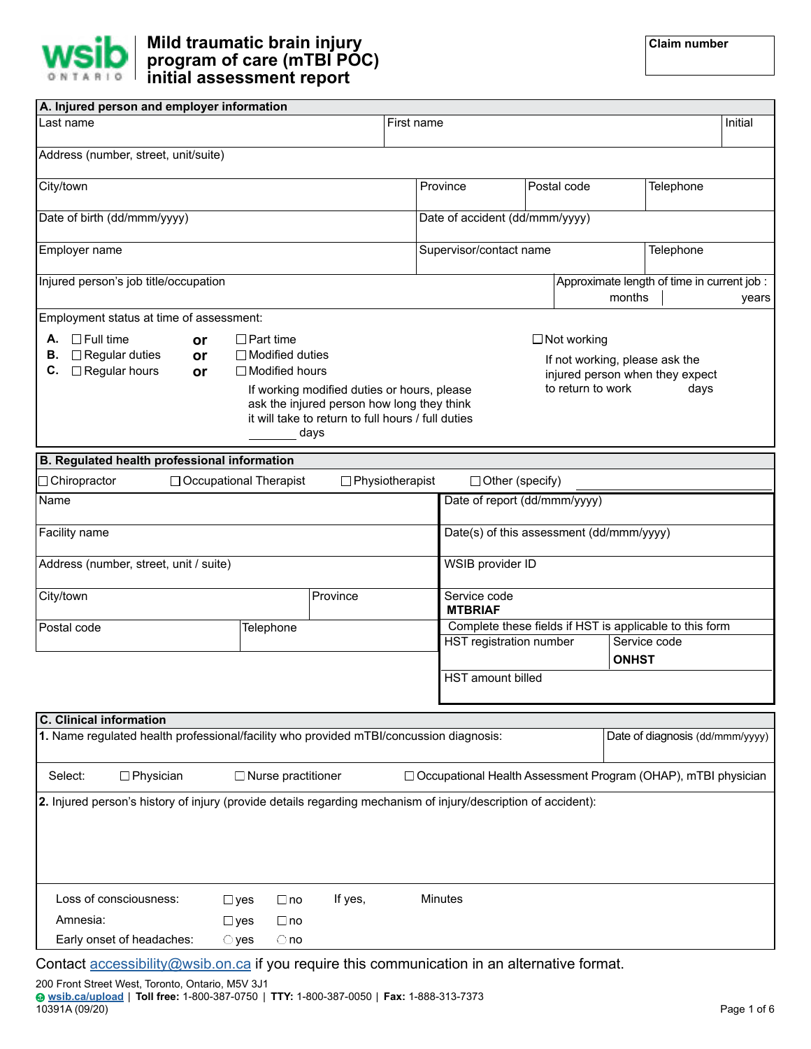# Mild traumatic brain injury program of care (mTBI POC) initial assessment report

**Claim number**

## A. Injured person and employer information

| Last name | First name | Initial |
|---|---|---|
| | | |

Address (number, street, unit/suite)

| City/town | Province | Postal code | Telephone |
|---|---|---|---|
| | | | |

| Date of birth (dd/mmm/yyyy) | Date of accident (dd/mmm/yyyy) |
|---|---|
| | |

| Employer name | Supervisor/contact name | Telephone |
|---|---|---|
| | | |

| Injured person's job title/occupation | Approximate length of time in current job : months | years |
|---|---|---|
| | | |

Employment status at time of assessment:

- **A.** ☐ Full time **or** ☐ Part time
- **B.** ☐ Regular duties **or** ☐ Modified duties
- **C.** ☐ Regular hours **or** ☐ Modified hours

If working modified duties or hours, please ask the injured person how long they think it will take to return to full hours / full duties _______ days

☐ Not working

If not working, please ask the injured person when they expect to return to work _______ days

## B. Regulated health professional information

☐ Chiropractor ☐ Occupational Therapist ☐ Physiotherapist ☐ Other (specify) ____________

| Name | Date of report (dd/mmm/yyyy) |
|---|---|
| Facility name | Date(s) of this assessment (dd/mmm/yyyy) |
| Address (number, street, unit / suite) | WSIB provider ID |
| City/town / Province | Service code **MTBRIAF** |
| Postal code / Telephone | Complete these fields if HST is applicable to this form |
| | HST registration number / Service code **ONHST** |
| | HST amount billed |

## C. Clinical information

**1.** Name regulated health professional/facility who provided mTBI/concussion diagnosis:

Date of diagnosis (dd/mmm/yyyy)

Select: ☐ Physician ☐ Nurse practitioner ☐ Occupational Health Assessment Program (OHAP), mTBI physician

**2.** Injured person's history of injury (provide details regarding mechanism of injury/description of accident):

| | | | |
|---|---|---|---|
| Loss of consciousness: | ☐ yes | ☐ no | If yes, Minutes |
| Amnesia: | ☐ yes | ☐ no | |
| Early onset of headaches: | ○ yes | ○ no | |

Contact accessibility@wsib.on.ca if you require this communication in an alternative format.

200 Front Street West, Toronto, Ontario, M5V 3J1
**wsib.ca/upload** | **Toll free:** 1-800-387-0750 | **TTY:** 1-800-387-0050 | **Fax:** 1-888-313-7373
10391A (09/20)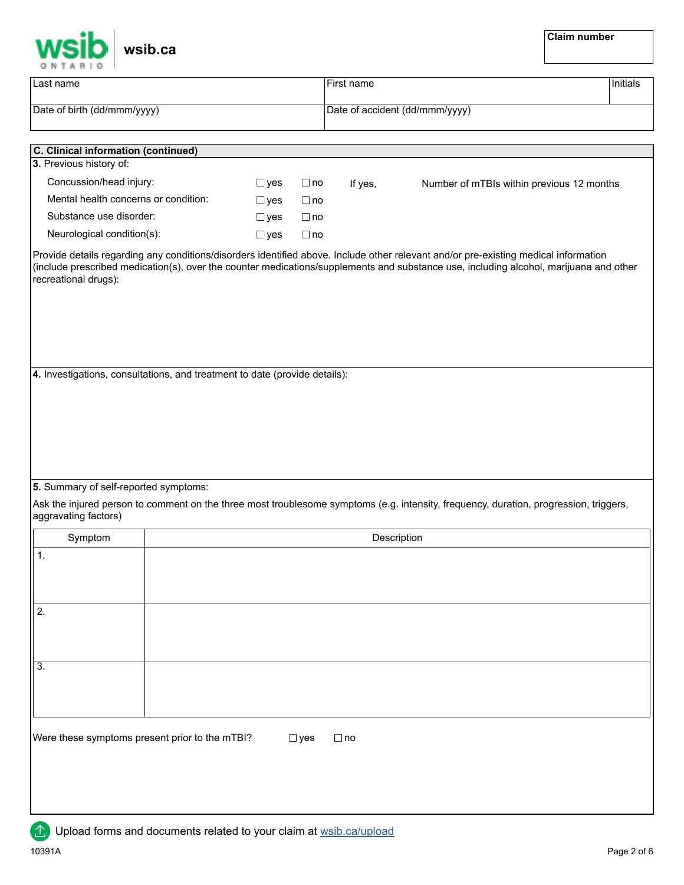wsib ONTARIO | wsib.ca

| Claim number |
|---|
| |

| Last name | First name | Initials |
|---|---|---|
| Date of birth (dd/mmm/yyyy) | Date of accident (dd/mmm/yyyy) | |

## C. Clinical information (continued)

**3.** Previous history of:

| | | | | |
|---|---|---|---|---|
| Concussion/head injury: | ☐ yes | ☐ no | If yes, | Number of mTBIs within previous 12 months |
| Mental health concerns or condition: | ☐ yes | ☐ no | | |
| Substance use disorder: | ☐ yes | ☐ no | | |
| Neurological condition(s): | ☐ yes | ☐ no | | |

Provide details regarding any conditions/disorders identified above. Include other relevant and/or pre-existing medical information (include prescribed medication(s), over the counter medications/supplements and substance use, including alcohol, marijuana and other recreational drugs):

**4.** Investigations, consultations, and treatment to date (provide details):

**5.** Summary of self-reported symptoms:

Ask the injured person to comment on the three most troublesome symptoms (e.g. intensity, frequency, duration, progression, triggers, aggravating factors)

| Symptom | Description |
|---|---|
| 1. | |
| 2. | |
| 3. | |

Were these symptoms present prior to the mTBI? ☐ yes ☐ no

Upload forms and documents related to your claim at wsib.ca/upload

10391A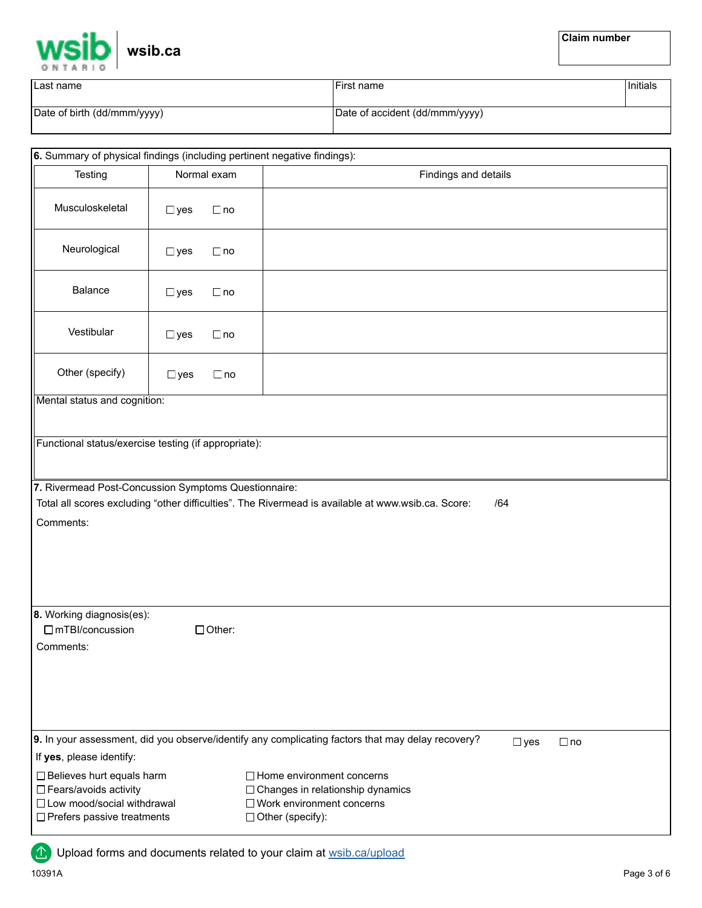| Claim number |
|---|
| |

| Last name | First name | Initials |
|---|---|---|
| Date of birth (dd/mmm/yyyy) | Date of accident (dd/mmm/yyyy) | |

**6.** Summary of physical findings (including pertinent negative findings):

| Testing | Normal exam | Findings and details |
|---|---|---|
| Musculoskeletal | ☐ yes ☐ no | |
| Neurological | ☐ yes ☐ no | |
| Balance | ☐ yes ☐ no | |
| Vestibular | ☐ yes ☐ no | |
| Other (specify) | ☐ yes ☐ no | |

Mental status and cognition:

Functional status/exercise testing (if appropriate):

**7.** Rivermead Post-Concussion Symptoms Questionnaire:

Total all scores excluding “other difficulties”. The Rivermead is available at www.wsib.ca. Score: /64

Comments:

**8.** Working diagnosis(es):

☐ mTBI/concussion ☐ Other:

Comments:

**9.** In your assessment, did you observe/identify any complicating factors that may delay recovery? ☐ yes ☐ no

If **yes**, please identify:

☐ Believes hurt equals harm
☐ Fears/avoids activity
☐ Low mood/social withdrawal
☐ Prefers passive treatments
☐ Home environment concerns
☐ Changes in relationship dynamics
☐ Work environment concerns
☐ Other (specify):

Upload forms and documents related to your claim at wsib.ca/upload

10391A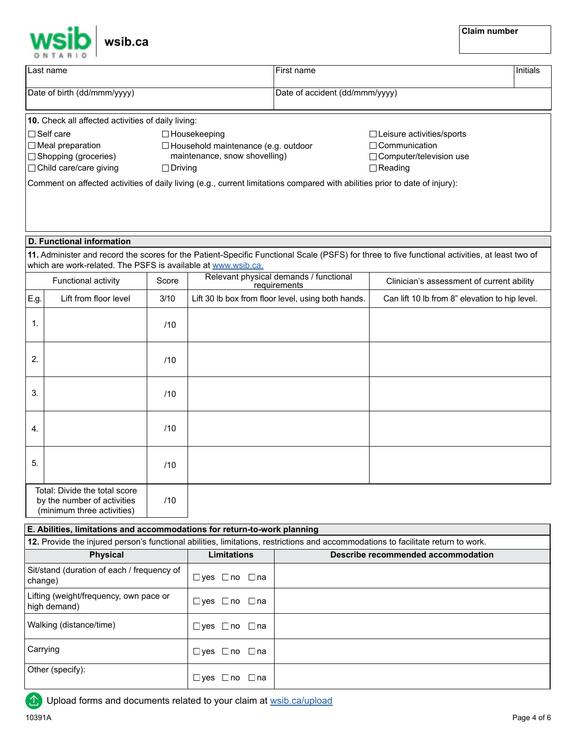wsib ONTARIO | wsib.ca

| Claim number |
|---|
| |

| Last name | First name | Initials |
|---|---|---|
| Date of birth (dd/mmm/yyyy) | Date of accident (dd/mmm/yyyy) | |

**10.** Check all affected activities of daily living:

- ☐ Self care
- ☐ Meal preparation
- ☐ Shopping (groceries)
- ☐ Child care/care giving
- ☐ Housekeeping
- ☐ Household maintenance (e.g. outdoor maintenance, snow shovelling)
- ☐ Driving
- ☐ Leisure activities/sports
- ☐ Communication
- ☐ Computer/television use
- ☐ Reading

Comment on affected activities of daily living (e.g., current limitations compared with abilities prior to date of injury):

## D. Functional information

**11.** Administer and record the scores for the Patient-Specific Functional Scale (PSFS) for three to five functional activities, at least two of which are work-related. The PSFS is available at www.wsib.ca.

| | Functional activity | Score | Relevant physical demands / functional requirements | Clinician's assessment of current ability |
|---|---|---|---|---|
| E.g. | Lift from floor level | 3/10 | Lift 30 lb box from floor level, using both hands. | Can lift 10 lb from 8" elevation to hip level. |
| 1. | | /10 | | |
| 2. | | /10 | | |
| 3. | | /10 | | |
| 4. | | /10 | | |
| 5. | | /10 | | |
| | Total: Divide the total score by the number of activities (minimum three activities) | /10 | | |

## E. Abilities, limitations and accommodations for return-to-work planning

**12.** Provide the injured person's functional abilities, limitations, restrictions and accommodations to facilitate return to work.

| Physical | Limitations | Describe recommended accommodation |
|---|---|---|
| Sit/stand (duration of each / frequency of change) | ☐ yes ☐ no ☐ na | |
| Lifting (weight/frequency, own pace or high demand) | ☐ yes ☐ no ☐ na | |
| Walking (distance/time) | ☐ yes ☐ no ☐ na | |
| Carrying | ☐ yes ☐ no ☐ na | |
| Other (specify): | ☐ yes ☐ no ☐ na | |

Upload forms and documents related to your claim at wsib.ca/upload

10391A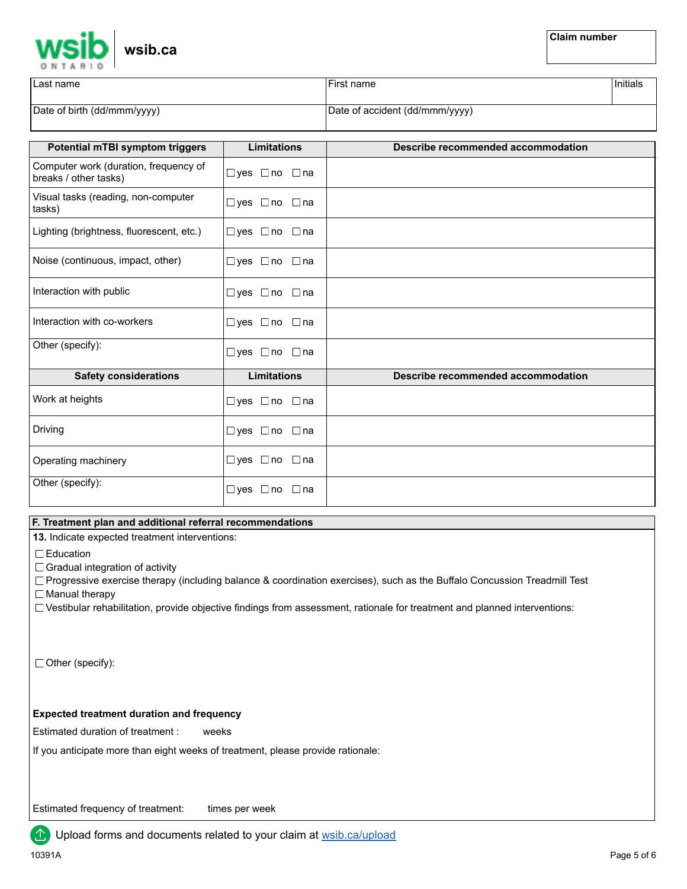wsib ONTARIO wsib.ca

| Claim number |
| --- |
| |

| Last name | First name | Initials |
| --- | --- | --- |
| Date of birth (dd/mmm/yyyy) | Date of accident (dd/mmm/yyyy) | |

| Potential mTBI symptom triggers | Limitations | Describe recommended accommodation |
| --- | --- | --- |
| Computer work (duration, frequency of breaks / other tasks) | ☐ yes ☐ no ☐ na | |
| Visual tasks (reading, non-computer tasks) | ☐ yes ☐ no ☐ na | |
| Lighting (brightness, fluorescent, etc.) | ☐ yes ☐ no ☐ na | |
| Noise (continuous, impact, other) | ☐ yes ☐ no ☐ na | |
| Interaction with public | ☐ yes ☐ no ☐ na | |
| Interaction with co-workers | ☐ yes ☐ no ☐ na | |
| Other (specify): | ☐ yes ☐ no ☐ na | |
| **Safety considerations** | **Limitations** | **Describe recommended accommodation** |
| Work at heights | ☐ yes ☐ no ☐ na | |
| Driving | ☐ yes ☐ no ☐ na | |
| Operating machinery | ☐ yes ☐ no ☐ na | |
| Other (specify): | ☐ yes ☐ no ☐ na | |

## F. Treatment plan and additional referral recommendations

**13.** Indicate expected treatment interventions:

☐ Education

☐ Gradual integration of activity

☐ Progressive exercise therapy (including balance & coordination exercises), such as the Buffalo Concussion Treadmill Test

☐ Manual therapy

☐ Vestibular rehabilitation, provide objective findings from assessment, rationale for treatment and planned interventions:

☐ Other (specify):

**Expected treatment duration and frequency**

Estimated duration of treatment : weeks

If you anticipate more than eight weeks of treatment, please provide rationale:

Estimated frequency of treatment: times per week

Upload forms and documents related to your claim at [wsib.ca/upload](wsib.ca/upload)

10391A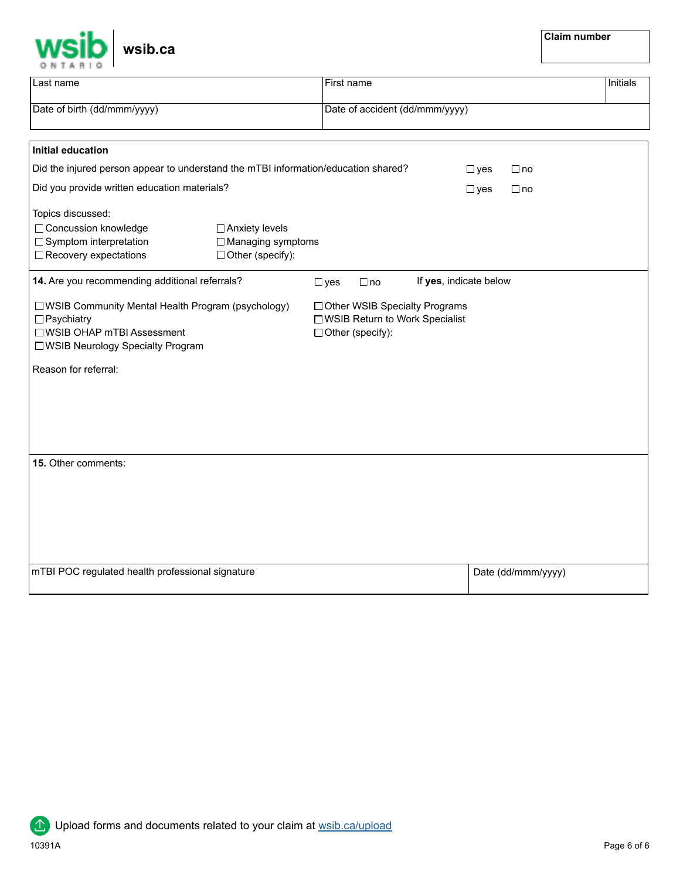wsib.ca

| Claim number |
| --- |
| |

| Last name | First name | Initials |
| --- | --- | --- |
| Date of birth (dd/mmm/yyyy) | Date of accident (dd/mmm/yyyy) | |

**Initial education**

Did the injured person appear to understand the mTBI information/education shared? ☐ yes ☐ no

Did you provide written education materials? ☐ yes ☐ no

Topics discussed:

- ☐ Concussion knowledge
- ☐ Symptom interpretation
- ☐ Recovery expectations
- ☐ Anxiety levels
- ☐ Managing symptoms
- ☐ Other (specify):

**14.** Are you recommending additional referrals? ☐ yes ☐ no If **yes**, indicate below

- ☐ WSIB Community Mental Health Program (psychology)
- ☐ Psychiatry
- ☐ WSIB OHAP mTBI Assessment
- ☐ WSIB Neurology Specialty Program
- ☐ Other WSIB Specialty Programs
- ☐ WSIB Return to Work Specialist
- ☐ Other (specify):

Reason for referral:

**15.** Other comments:

| mTBI POC regulated health professional signature | Date (dd/mmm/yyyy) |
| --- | --- |
| | |

Upload forms and documents related to your claim at wsib.ca/upload

10391A